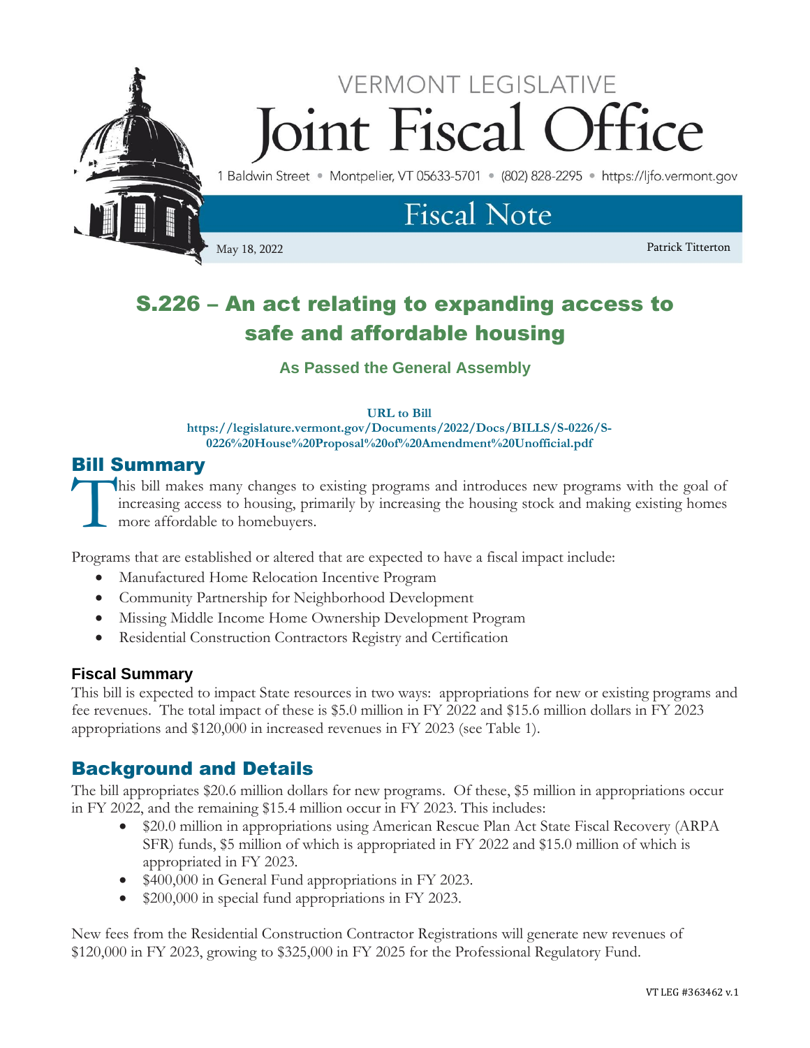VERMONT LEGISLATIVE

# Joint Fiscal Office

1 Baldwin Street • Montpelier, VT 05633-5701 • (802) 828-2295 • https://ljfo.vermont.gov

## Fiscal Note

May 18, 2022

Patrick Titterton

# S.226 – An act relating to expanding access to safe and affordable housing

### As Passed the General Assembly

**URL to Bill**
**https://legislature.vermont.gov/Documents/2022/Docs/BILLS/S-0226/S-0226%20House%20Proposal%20of%20Amendment%20Unofficial.pdf**

## Bill Summary

This bill makes many changes to existing programs and introduces new programs with the goal of increasing access to housing, primarily by increasing the housing stock and making existing homes more affordable to homebuyers.

Programs that are established or altered that are expected to have a fiscal impact include:

- Manufactured Home Relocation Incentive Program
- Community Partnership for Neighborhood Development
- Missing Middle Income Home Ownership Development Program
- Residential Construction Contractors Registry and Certification

### Fiscal Summary

This bill is expected to impact State resources in two ways: appropriations for new or existing programs and fee revenues. The total impact of these is $5.0 million in FY 2022 and $15.6 million dollars in FY 2023 appropriations and $120,000 in increased revenues in FY 2023 (see Table 1).

## Background and Details

The bill appropriates $20.6 million dollars for new programs. Of these, $5 million in appropriations occur in FY 2022, and the remaining $15.4 million occur in FY 2023. This includes:

- $20.0 million in appropriations using American Rescue Plan Act State Fiscal Recovery (ARPA SFR) funds, $5 million of which is appropriated in FY 2022 and $15.0 million of which is appropriated in FY 2023.
- $400,000 in General Fund appropriations in FY 2023.
- $200,000 in special fund appropriations in FY 2023.

New fees from the Residential Construction Contractor Registrations will generate new revenues of $120,000 in FY 2023, growing to $325,000 in FY 2025 for the Professional Regulatory Fund.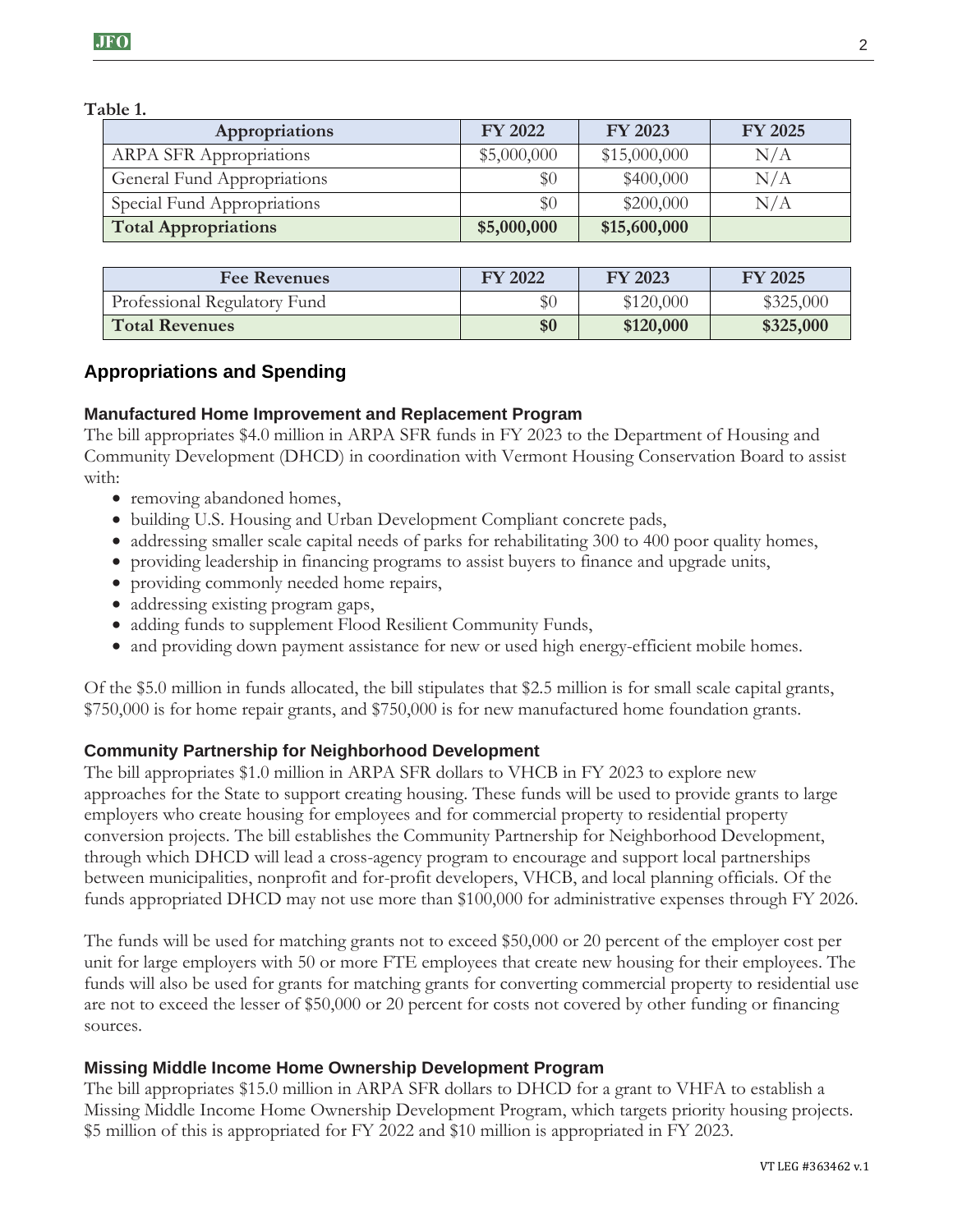**Table 1.**

| Appropriations | FY 2022 | FY 2023 | FY 2025 |
|---|---|---|---|
| ARPA SFR Appropriations | $5,000,000 | $15,000,000 | N/A |
| General Fund Appropriations | $0 | $400,000 | N/A |
| Special Fund Appropriations | $0 | $200,000 | N/A |
| **Total Appropriations** | **$5,000,000** | **$15,600,000** | |

| Fee Revenues | FY 2022 | FY 2023 | FY 2025 |
|---|---|---|---|
| Professional Regulatory Fund | $0 | $120,000 | $325,000 |
| **Total Revenues** | **$0** | **$120,000** | **$325,000** |

## Appropriations and Spending

### Manufactured Home Improvement and Replacement Program

The bill appropriates $4.0 million in ARPA SFR funds in FY 2023 to the Department of Housing and Community Development (DHCD) in coordination with Vermont Housing Conservation Board to assist with:

- removing abandoned homes,
- building U.S. Housing and Urban Development Compliant concrete pads,
- addressing smaller scale capital needs of parks for rehabilitating 300 to 400 poor quality homes,
- providing leadership in financing programs to assist buyers to finance and upgrade units,
- providing commonly needed home repairs,
- addressing existing program gaps,
- adding funds to supplement Flood Resilient Community Funds,
- and providing down payment assistance for new or used high energy-efficient mobile homes.

Of the $5.0 million in funds allocated, the bill stipulates that $2.5 million is for small scale capital grants, $750,000 is for home repair grants, and $750,000 is for new manufactured home foundation grants.

### Community Partnership for Neighborhood Development

The bill appropriates $1.0 million in ARPA SFR dollars to VHCB in FY 2023 to explore new approaches for the State to support creating housing. These funds will be used to provide grants to large employers who create housing for employees and for commercial property to residential property conversion projects. The bill establishes the Community Partnership for Neighborhood Development, through which DHCD will lead a cross-agency program to encourage and support local partnerships between municipalities, nonprofit and for-profit developers, VHCB, and local planning officials. Of the funds appropriated DHCD may not use more than $100,000 for administrative expenses through FY 2026.

The funds will be used for matching grants not to exceed $50,000 or 20 percent of the employer cost per unit for large employers with 50 or more FTE employees that create new housing for their employees. The funds will also be used for grants for matching grants for converting commercial property to residential use are not to exceed the lesser of $50,000 or 20 percent for costs not covered by other funding or financing sources.

### Missing Middle Income Home Ownership Development Program

The bill appropriates $15.0 million in ARPA SFR dollars to DHCD for a grant to VHFA to establish a Missing Middle Income Home Ownership Development Program, which targets priority housing projects. $5 million of this is appropriated for FY 2022 and $10 million is appropriated in FY 2023.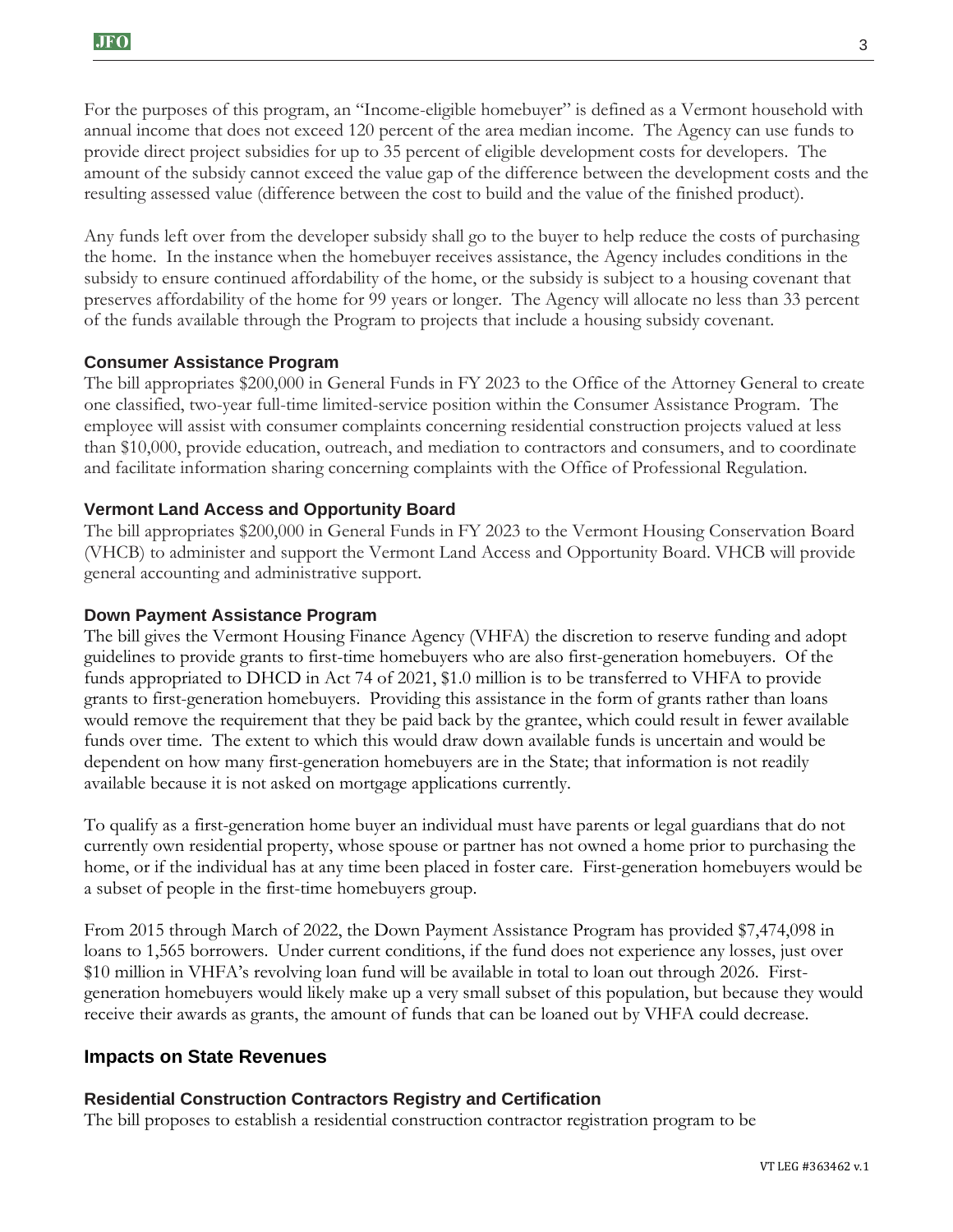For the purposes of this program, an "Income-eligible homebuyer" is defined as a Vermont household with annual income that does not exceed 120 percent of the area median income. The Agency can use funds to provide direct project subsidies for up to 35 percent of eligible development costs for developers. The amount of the subsidy cannot exceed the value gap of the difference between the development costs and the resulting assessed value (difference between the cost to build and the value of the finished product).

Any funds left over from the developer subsidy shall go to the buyer to help reduce the costs of purchasing the home. In the instance when the homebuyer receives assistance, the Agency includes conditions in the subsidy to ensure continued affordability of the home, or the subsidy is subject to a housing covenant that preserves affordability of the home for 99 years or longer. The Agency will allocate no less than 33 percent of the funds available through the Program to projects that include a housing subsidy covenant.

### Consumer Assistance Program

The bill appropriates $200,000 in General Funds in FY 2023 to the Office of the Attorney General to create one classified, two-year full-time limited-service position within the Consumer Assistance Program. The employee will assist with consumer complaints concerning residential construction projects valued at less than $10,000, provide education, outreach, and mediation to contractors and consumers, and to coordinate and facilitate information sharing concerning complaints with the Office of Professional Regulation.

### Vermont Land Access and Opportunity Board

The bill appropriates $200,000 in General Funds in FY 2023 to the Vermont Housing Conservation Board (VHCB) to administer and support the Vermont Land Access and Opportunity Board. VHCB will provide general accounting and administrative support.

### Down Payment Assistance Program

The bill gives the Vermont Housing Finance Agency (VHFA) the discretion to reserve funding and adopt guidelines to provide grants to first-time homebuyers who are also first-generation homebuyers. Of the funds appropriated to DHCD in Act 74 of 2021, $1.0 million is to be transferred to VHFA to provide grants to first-generation homebuyers. Providing this assistance in the form of grants rather than loans would remove the requirement that they be paid back by the grantee, which could result in fewer available funds over time. The extent to which this would draw down available funds is uncertain and would be dependent on how many first-generation homebuyers are in the State; that information is not readily available because it is not asked on mortgage applications currently.

To qualify as a first-generation home buyer an individual must have parents or legal guardians that do not currently own residential property, whose spouse or partner has not owned a home prior to purchasing the home, or if the individual has at any time been placed in foster care. First-generation homebuyers would be a subset of people in the first-time homebuyers group.

From 2015 through March of 2022, the Down Payment Assistance Program has provided $7,474,098 in loans to 1,565 borrowers. Under current conditions, if the fund does not experience any losses, just over $10 million in VHFA's revolving loan fund will be available in total to loan out through 2026. First-generation homebuyers would likely make up a very small subset of this population, but because they would receive their awards as grants, the amount of funds that can be loaned out by VHFA could decrease.

## Impacts on State Revenues

### Residential Construction Contractors Registry and Certification

The bill proposes to establish a residential construction contractor registration program to be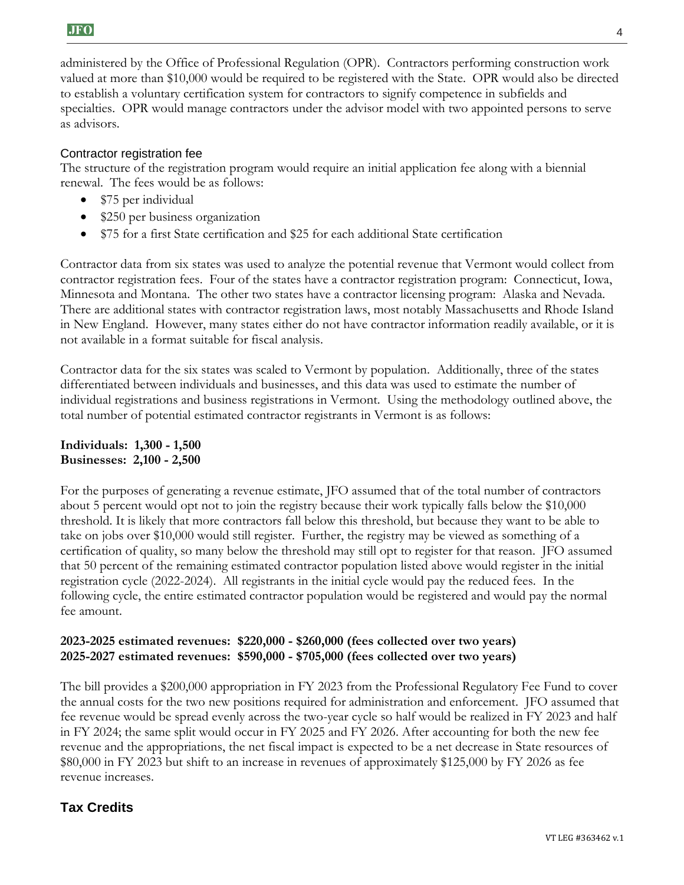administered by the Office of Professional Regulation (OPR). Contractors performing construction work valued at more than $10,000 would be required to be registered with the State. OPR would also be directed to establish a voluntary certification system for contractors to signify competence in subfields and specialties. OPR would manage contractors under the advisor model with two appointed persons to serve as advisors.

### Contractor registration fee

The structure of the registration program would require an initial application fee along with a biennial renewal. The fees would be as follows:

- $75 per individual
- $250 per business organization
- $75 for a first State certification and $25 for each additional State certification

Contractor data from six states was used to analyze the potential revenue that Vermont would collect from contractor registration fees. Four of the states have a contractor registration program: Connecticut, Iowa, Minnesota and Montana. The other two states have a contractor licensing program: Alaska and Nevada. There are additional states with contractor registration laws, most notably Massachusetts and Rhode Island in New England. However, many states either do not have contractor information readily available, or it is not available in a format suitable for fiscal analysis.

Contractor data for the six states was scaled to Vermont by population. Additionally, three of the states differentiated between individuals and businesses, and this data was used to estimate the number of individual registrations and business registrations in Vermont. Using the methodology outlined above, the total number of potential estimated contractor registrants in Vermont is as follows:

**Individuals: 1,300 - 1,500**
**Businesses: 2,100 - 2,500**

For the purposes of generating a revenue estimate, JFO assumed that of the total number of contractors about 5 percent would opt not to join the registry because their work typically falls below the $10,000 threshold. It is likely that more contractors fall below this threshold, but because they want to be able to take on jobs over $10,000 would still register. Further, the registry may be viewed as something of a certification of quality, so many below the threshold may still opt to register for that reason. JFO assumed that 50 percent of the remaining estimated contractor population listed above would register in the initial registration cycle (2022-2024). All registrants in the initial cycle would pay the reduced fees. In the following cycle, the entire estimated contractor population would be registered and would pay the normal fee amount.

**2023-2025 estimated revenues: $220,000 - $260,000 (fees collected over two years)**
**2025-2027 estimated revenues: $590,000 - $705,000 (fees collected over two years)**

The bill provides a $200,000 appropriation in FY 2023 from the Professional Regulatory Fee Fund to cover the annual costs for the two new positions required for administration and enforcement. JFO assumed that fee revenue would be spread evenly across the two-year cycle so half would be realized in FY 2023 and half in FY 2024; the same split would occur in FY 2025 and FY 2026. After accounting for both the new fee revenue and the appropriations, the net fiscal impact is expected to be a net decrease in State resources of $80,000 in FY 2023 but shift to an increase in revenues of approximately $125,000 by FY 2026 as fee revenue increases.

## Tax Credits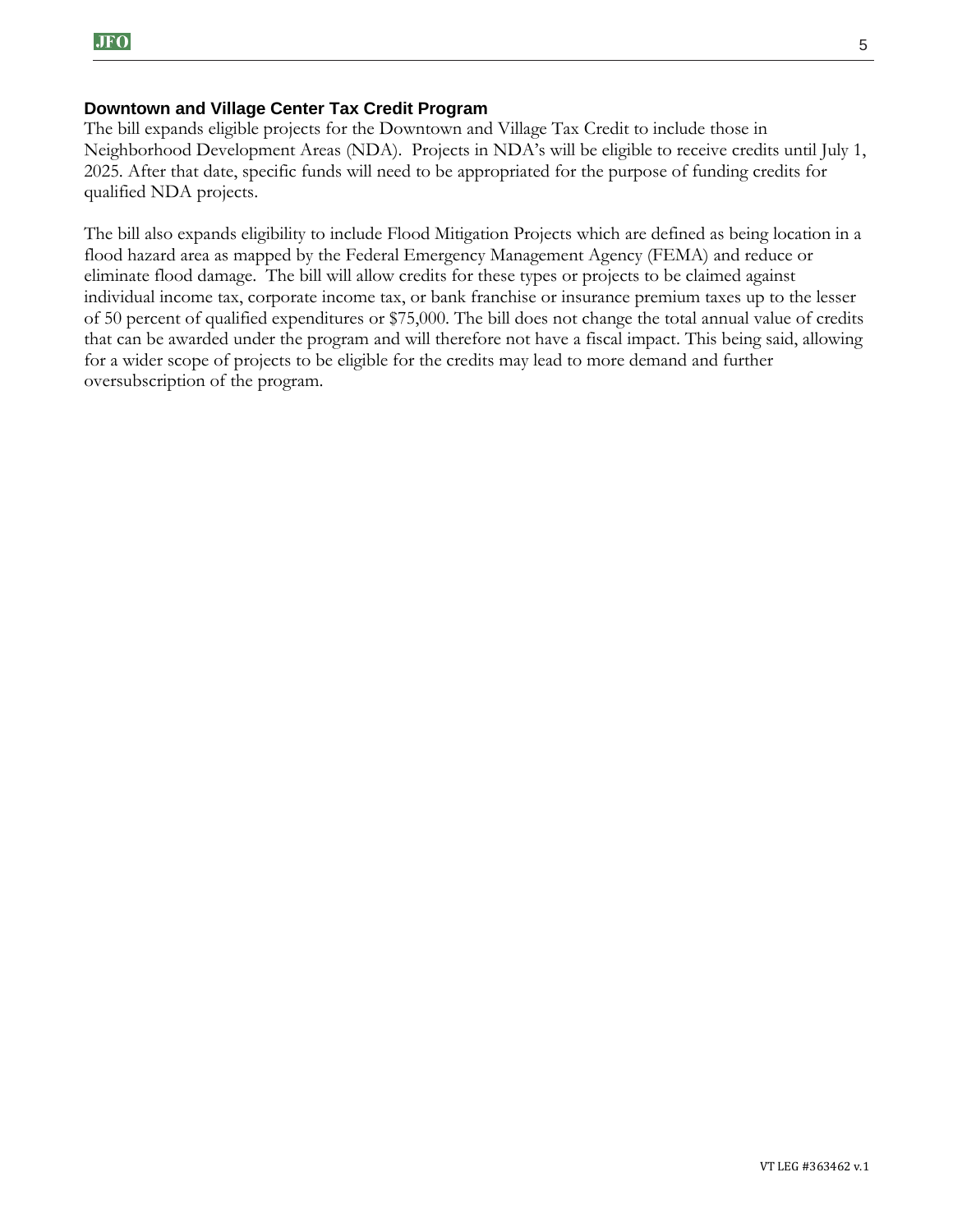### Downtown and Village Center Tax Credit Program

The bill expands eligible projects for the Downtown and Village Tax Credit to include those in Neighborhood Development Areas (NDA). Projects in NDA's will be eligible to receive credits until July 1, 2025. After that date, specific funds will need to be appropriated for the purpose of funding credits for qualified NDA projects.

The bill also expands eligibility to include Flood Mitigation Projects which are defined as being location in a flood hazard area as mapped by the Federal Emergency Management Agency (FEMA) and reduce or eliminate flood damage. The bill will allow credits for these types or projects to be claimed against individual income tax, corporate income tax, or bank franchise or insurance premium taxes up to the lesser of 50 percent of qualified expenditures or $75,000. The bill does not change the total annual value of credits that can be awarded under the program and will therefore not have a fiscal impact. This being said, allowing for a wider scope of projects to be eligible for the credits may lead to more demand and further oversubscription of the program.

VT LEG #363462 v.1